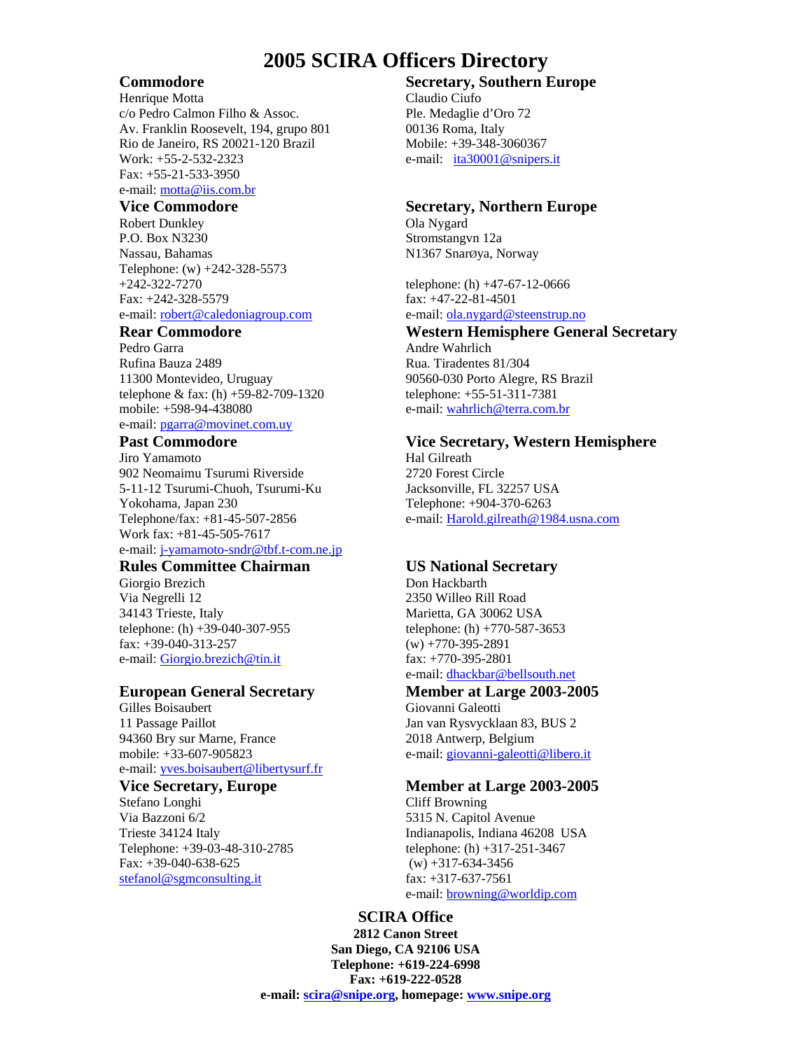# 2005 SCIRA Officers Directory

## Commodore

Henrique Motta
c/o Pedro Calmon Filho & Assoc.
Av. Franklin Roosevelt, 194, grupo 801
Rio de Janeiro, RS 20021-120 Brazil
Work: +55-2-532-2323
Fax: +55-21-533-3950
e-mail: motta@iis.com.br

## Vice Commodore

Robert Dunkley
P.O. Box N3230
Nassau, Bahamas
Telephone: (w) +242-328-5573
+242-322-7270
Fax: +242-328-5579
e-mail: robert@caledoniagroup.com

## Rear Commodore

Pedro Garra
Rufina Bauza 2489
11300 Montevideo, Uruguay
telephone & fax: (h) +59-82-709-1320
mobile: +598-94-438080
e-mail: pgarra@movinet.com.uy

## Past Commodore

Jiro Yamamoto
902 Neomaimu Tsurumi Riverside
5-11-12 Tsurumi-Chuoh, Tsurumi-Ku
Yokohama, Japan 230
Telephone/fax: +81-45-507-2856
Work fax: +81-45-505-7617
e-mail: j-yamamoto-sndr@tbf.t-com.ne.jp

## Rules Committee Chairman

Giorgio Brezich
Via Negrelli 12
34143 Trieste, Italy
telephone: (h) +39-040-307-955
fax: +39-040-313-257
e-mail: Giorgio.brezich@tin.it

## European General Secretary

Gilles Boisaubert
11 Passage Paillot
94360 Bry sur Marne, France
mobile: +33-607-905823
e-mail: yves.boisaubert@libertysurf.fr

## Vice Secretary, Europe

Stefano Longhi
Via Bazzoni 6/2
Trieste 34124 Italy
Telephone: +39-03-48-310-2785
Fax: +39-040-638-625
stefanol@sgmconsulting.it

## Secretary, Southern Europe

Claudio Ciufo
Ple. Medaglie d'Oro 72
00136 Roma, Italy
Mobile: +39-348-3060367
e-mail: ita30001@snipers.it

## Secretary, Northern Europe

Ola Nygard
Stromstangvn 12a
N1367 Snarøya, Norway

telephone: (h) +47-67-12-0666
fax: +47-22-81-4501
e-mail: ola.nygard@steenstrup.no

## Western Hemisphere General Secretary

Andre Wahrlich
Rua. Tiradentes 81/304
90560-030 Porto Alegre, RS Brazil
telephone: +55-51-311-7381
e-mail: wahrlich@terra.com.br

## Vice Secretary, Western Hemisphere

Hal Gilreath
2720 Forest Circle
Jacksonville, FL 32257 USA
Telephone: +904-370-6263
e-mail: Harold.gilreath@1984.usna.com

## US National Secretary

Don Hackbarth
2350 Willeo Rill Road
Marietta, GA 30062 USA
telephone: (h) +770-587-3653
(w) +770-395-2891
fax: +770-395-2801
e-mail: dhackbar@bellsouth.net

## Member at Large 2003-2005

Giovanni Galeotti
Jan van Rysvycklaan 83, BUS 2
2018 Antwerp, Belgium
e-mail: giovanni-galeotti@libero.it

## Member at Large 2003-2005

Cliff Browning
5315 N. Capitol Avenue
Indianapolis, Indiana 46208 USA
telephone: (h) +317-251-3467
(w) +317-634-3456
fax: +317-637-7561
e-mail: browning@worldip.com

## SCIRA Office

**2812 Canon Street**
**San Diego, CA 92106 USA**
**Telephone: +619-224-6998**
**Fax: +619-222-0528**
**e-mail: scira@snipe.org, homepage: www.snipe.org**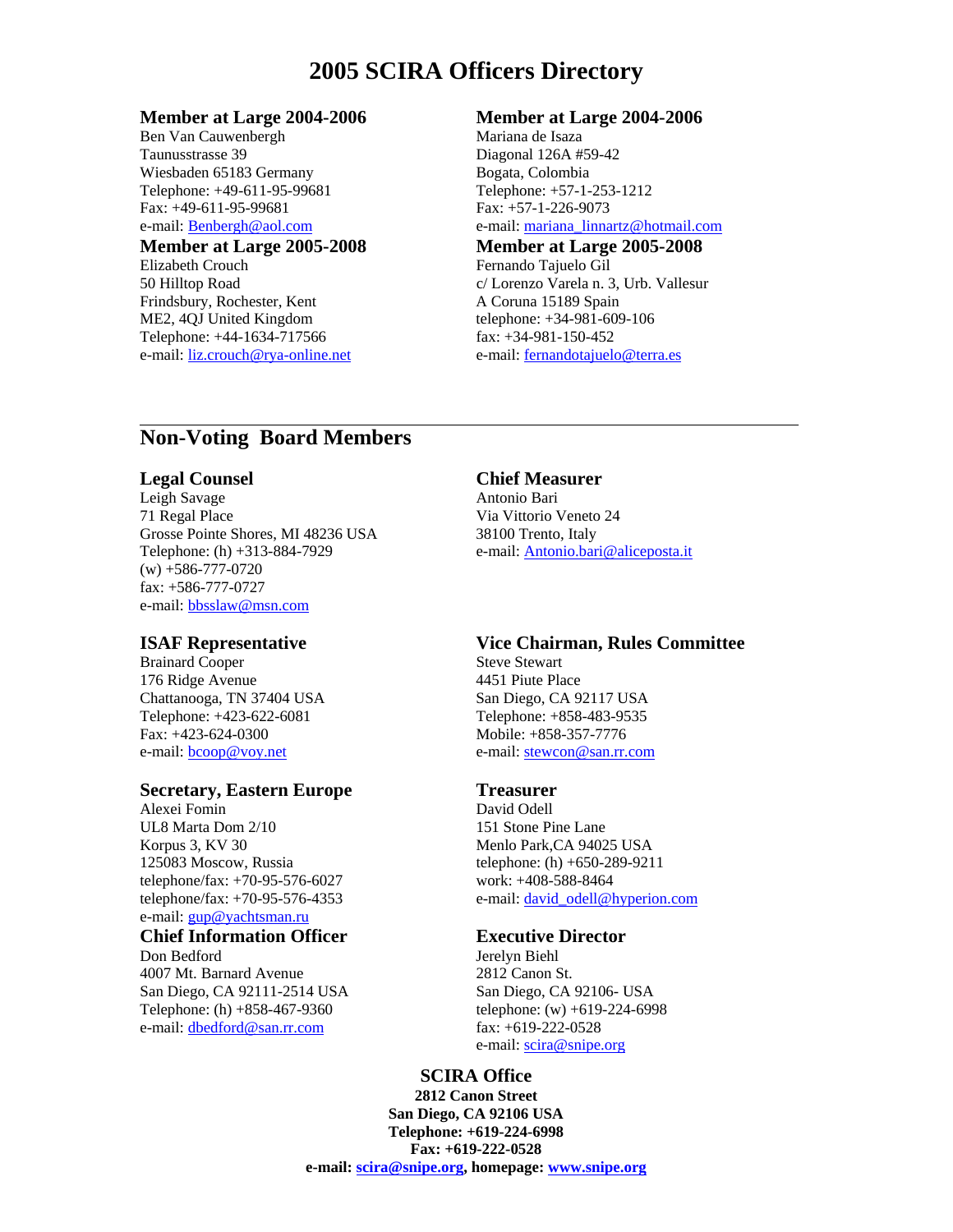# 2005 SCIRA Officers Directory

### Member at Large 2004-2006

Ben Van Cauwenbergh
Taunusstrasse 39
Wiesbaden 65183 Germany
Telephone: +49-611-95-99681
Fax: +49-611-95-99681
e-mail: Benbergh@aol.com

### Member at Large 2004-2006

Mariana de Isaza
Diagonal 126A #59-42
Bogata, Colombia
Telephone: +57-1-253-1212
Fax: +57-1-226-9073
e-mail: mariana_linnartz@hotmail.com

### Member at Large 2005-2008

Elizabeth Crouch
50 Hilltop Road
Frindsbury, Rochester, Kent
ME2, 4QJ United Kingdom
Telephone: +44-1634-717566
e-mail: liz.crouch@rya-online.net

### Member at Large 2005-2008

Fernando Tajuelo Gil
c/ Lorenzo Varela n. 3, Urb. Vallesur
A Coruna 15189 Spain
telephone: +34-981-609-106
fax: +34-981-150-452
e-mail: fernandotajuelo@terra.es

---

## Non-Voting Board Members

### Legal Counsel

Leigh Savage
71 Regal Place
Grosse Pointe Shores, MI 48236 USA
Telephone: (h) +313-884-7929
(w) +586-777-0720
fax: +586-777-0727
e-mail: bbsslaw@msn.com

### Chief Measurer

Antonio Bari
Via Vittorio Veneto 24
38100 Trento, Italy
e-mail: Antonio.bari@aliceposta.it

### ISAF Representative

Brainard Cooper
176 Ridge Avenue
Chattanooga, TN 37404 USA
Telephone: +423-622-6081
Fax: +423-624-0300
e-mail: bcoop@voy.net

### Vice Chairman, Rules Committee

Steve Stewart
4451 Piute Place
San Diego, CA 92117 USA
Telephone: +858-483-9535
Mobile: +858-357-7776
e-mail: stewcon@san.rr.com

### Secretary, Eastern Europe

Alexei Fomin
UL8 Marta Dom 2/10
Korpus 3, KV 30
125083 Moscow, Russia
telephone/fax: +70-95-576-6027
telephone/fax: +70-95-576-4353
e-mail: gup@yachtsman.ru

### Treasurer

David Odell
151 Stone Pine Lane
Menlo Park,CA 94025 USA
telephone: (h) +650-289-9211
work: +408-588-8464
e-mail: david_odell@hyperion.com

### Chief Information Officer

Don Bedford
4007 Mt. Barnard Avenue
San Diego, CA 92111-2514 USA
Telephone: (h) +858-467-9360
e-mail: dbedford@san.rr.com

### Executive Director

Jerelyn Biehl
2812 Canon St.
San Diego, CA 92106- USA
telephone: (w) +619-224-6998
fax: +619-222-0528
e-mail: scira@snipe.org

### SCIRA Office

**2812 Canon Street**
**San Diego, CA 92106 USA**
**Telephone: +619-224-6998**
**Fax: +619-222-0528**
**e-mail: scira@snipe.org, homepage: www.snipe.org**